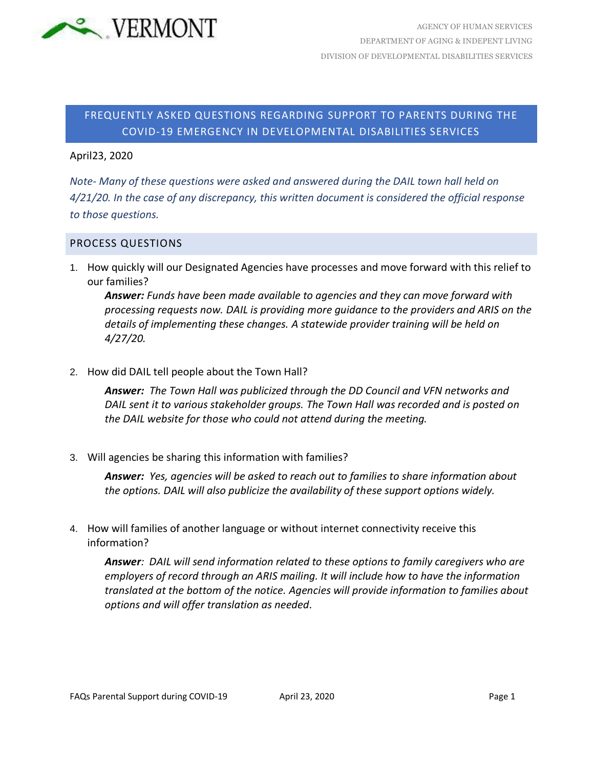VERMONT

AGENCY OF HUMAN SERVICES
DEPARTMENT OF AGING & INDEPENT LIVING
DIVISION OF DEVELOPMENTAL DISABILITIES SERVICES

# FREQUENTLY ASKED QUESTIONS REGARDING SUPPORT TO PARENTS DURING THE COVID-19 EMERGENCY IN DEVELOPMENTAL DISABILITIES SERVICES

April23, 2020

*Note- Many of these questions were asked and answered during the DAIL town hall held on 4/21/20. In the case of any discrepancy, this written document is considered the official response to those questions.*

## PROCESS QUESTIONS

1. How quickly will our Designated Agencies have processes and move forward with this relief to our families?

   ***Answer:*** *Funds have been made available to agencies and they can move forward with processing requests now. DAIL is providing more guidance to the providers and ARIS on the details of implementing these changes. A statewide provider training will be held on 4/27/20.*

2. How did DAIL tell people about the Town Hall?

   ***Answer:*** *The Town Hall was publicized through the DD Council and VFN networks and DAIL sent it to various stakeholder groups. The Town Hall was recorded and is posted on the DAIL website for those who could not attend during the meeting.*

3. Will agencies be sharing this information with families?

   ***Answer:*** *Yes, agencies will be asked to reach out to families to share information about the options. DAIL will also publicize the availability of these support options widely.*

4. How will families of another language or without internet connectivity receive this information?

   ***Answer****: DAIL will send information related to these options to family caregivers who are employers of record through an ARIS mailing. It will include how to have the information translated at the bottom of the notice. Agencies will provide information to families about options and will offer translation as needed.*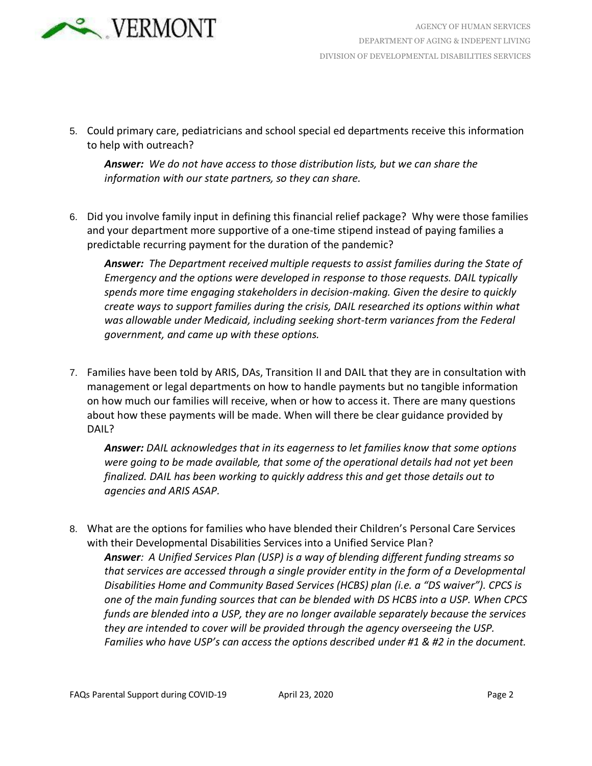5. Could primary care, pediatricians and school special ed departments receive this information to help with outreach?

    ***Answer:*** *We do not have access to those distribution lists, but we can share the information with our state partners, so they can share.*

6. Did you involve family input in defining this financial relief package? Why were those families and your department more supportive of a one-time stipend instead of paying families a predictable recurring payment for the duration of the pandemic?

    ***Answer:*** *The Department received multiple requests to assist families during the State of Emergency and the options were developed in response to those requests. DAIL typically spends more time engaging stakeholders in decision-making. Given the desire to quickly create ways to support families during the crisis, DAIL researched its options within what was allowable under Medicaid, including seeking short-term variances from the Federal government, and came up with these options.*

7. Families have been told by ARIS, DAs, Transition II and DAIL that they are in consultation with management or legal departments on how to handle payments but no tangible information on how much our families will receive, when or how to access it. There are many questions about how these payments will be made. When will there be clear guidance provided by DAIL?

    ***Answer:*** *DAIL acknowledges that in its eagerness to let families know that some options were going to be made available, that some of the operational details had not yet been finalized. DAIL has been working to quickly address this and get those details out to agencies and ARIS ASAP.*

8. What are the options for families who have blended their Children's Personal Care Services with their Developmental Disabilities Services into a Unified Service Plan?

    ***Answer****: A Unified Services Plan (USP) is a way of blending different funding streams so that services are accessed through a single provider entity in the form of a Developmental Disabilities Home and Community Based Services (HCBS) plan (i.e. a "DS waiver"). CPCS is one of the main funding sources that can be blended with DS HCBS into a USP. When CPCS funds are blended into a USP, they are no longer available separately because the services they are intended to cover will be provided through the agency overseeing the USP. Families who have USP's can access the options described under #1 & #2 in the document.*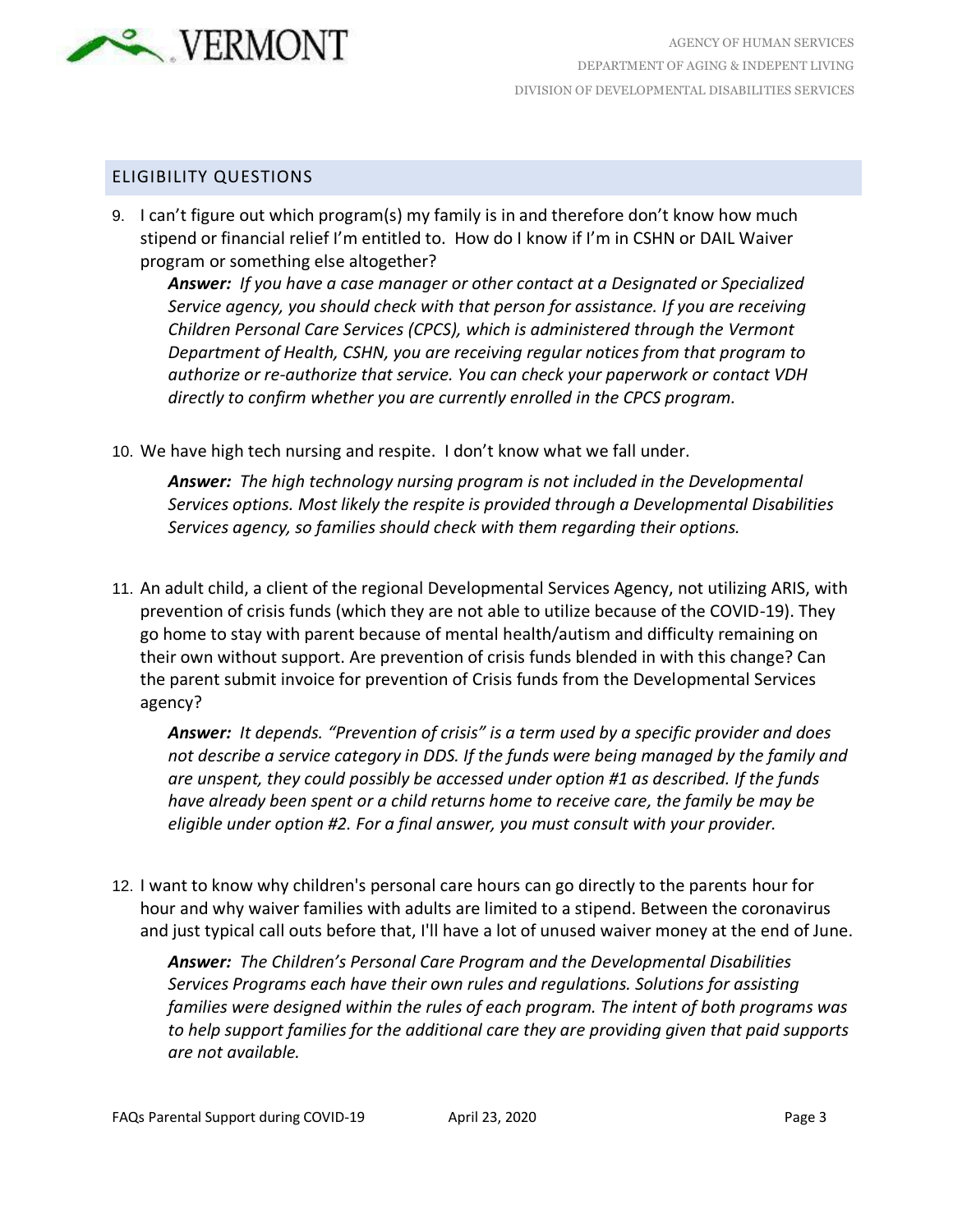## ELIGIBILITY QUESTIONS

9. I can't figure out which program(s) my family is in and therefore don't know how much stipend or financial relief I'm entitled to. How do I know if I'm in CSHN or DAIL Waiver program or something else altogether?

   ***Answer:*** *If you have a case manager or other contact at a Designated or Specialized Service agency, you should check with that person for assistance. If you are receiving Children Personal Care Services (CPCS), which is administered through the Vermont Department of Health, CSHN, you are receiving regular notices from that program to authorize or re-authorize that service. You can check your paperwork or contact VDH directly to confirm whether you are currently enrolled in the CPCS program.*

10. We have high tech nursing and respite. I don't know what we fall under.

    ***Answer:*** *The high technology nursing program is not included in the Developmental Services options. Most likely the respite is provided through a Developmental Disabilities Services agency, so families should check with them regarding their options.*

11. An adult child, a client of the regional Developmental Services Agency, not utilizing ARIS, with prevention of crisis funds (which they are not able to utilize because of the COVID-19). They go home to stay with parent because of mental health/autism and difficulty remaining on their own without support. Are prevention of crisis funds blended in with this change? Can the parent submit invoice for prevention of Crisis funds from the Developmental Services agency?

    ***Answer:*** *It depends. "Prevention of crisis" is a term used by a specific provider and does not describe a service category in DDS. If the funds were being managed by the family and are unspent, they could possibly be accessed under option #1 as described. If the funds have already been spent or a child returns home to receive care, the family be may be eligible under option #2. For a final answer, you must consult with your provider.*

12. I want to know why children's personal care hours can go directly to the parents hour for hour and why waiver families with adults are limited to a stipend. Between the coronavirus and just typical call outs before that, I'll have a lot of unused waiver money at the end of June.

    ***Answer:*** *The Children's Personal Care Program and the Developmental Disabilities Services Programs each have their own rules and regulations. Solutions for assisting families were designed within the rules of each program. The intent of both programs was to help support families for the additional care they are providing given that paid supports are not available.*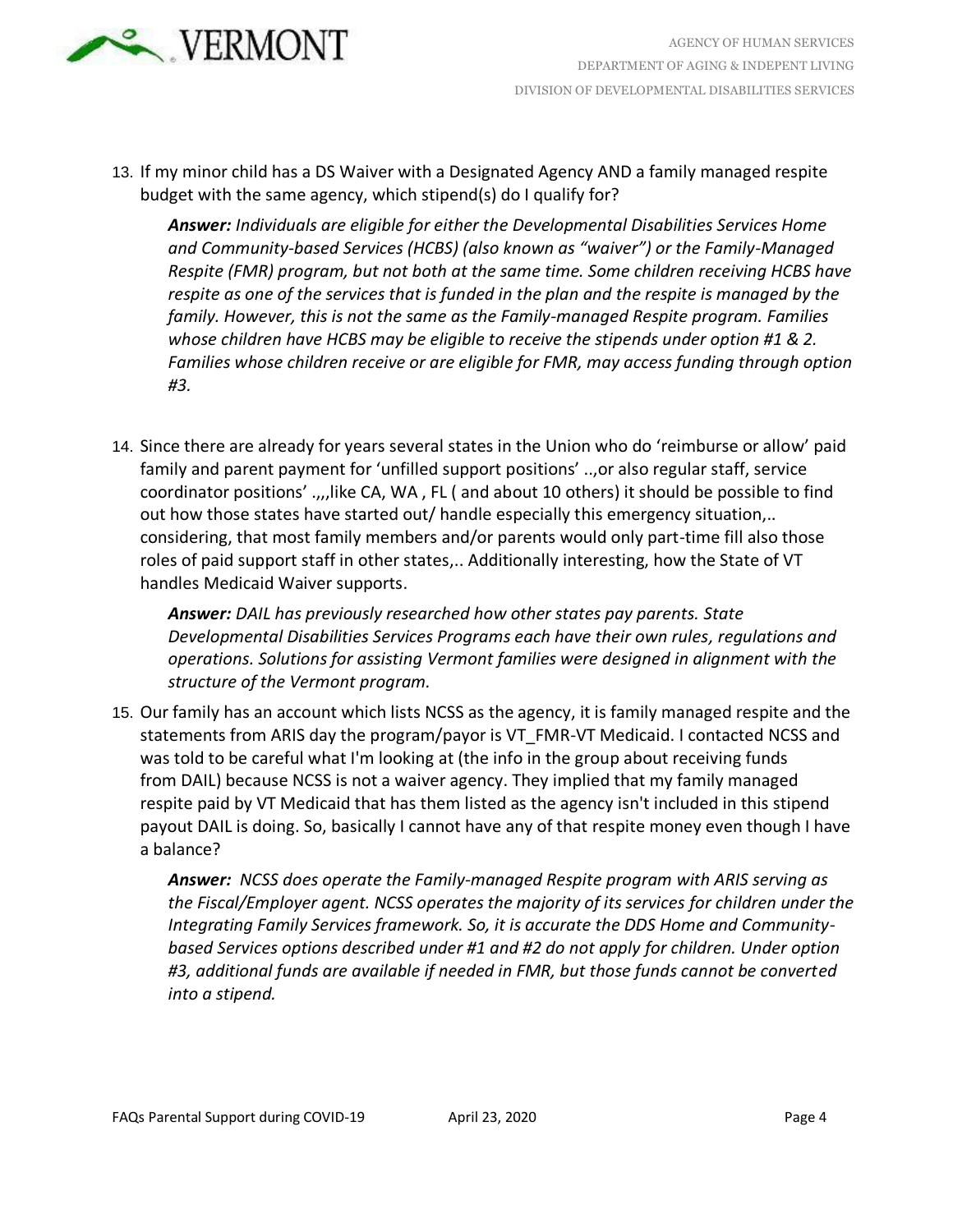13. If my minor child has a DS Waiver with a Designated Agency AND a family managed respite budget with the same agency, which stipend(s) do I qualify for?

    ***Answer:*** *Individuals are eligible for either the Developmental Disabilities Services Home and Community-based Services (HCBS) (also known as "waiver") or the Family-Managed Respite (FMR) program, but not both at the same time. Some children receiving HCBS have respite as one of the services that is funded in the plan and the respite is managed by the family. However, this is not the same as the Family-managed Respite program. Families whose children have HCBS may be eligible to receive the stipends under option #1 & 2. Families whose children receive or are eligible for FMR, may access funding through option #3.*

14. Since there are already for years several states in the Union who do 'reimburse or allow' paid family and parent payment for 'unfilled support positions' ..,or also regular staff, service coordinator positions' .,,,like CA, WA , FL ( and about 10 others) it should be possible to find out how those states have started out/ handle especially this emergency situation,.. considering, that most family members and/or parents would only part-time fill also those roles of paid support staff in other states,.. Additionally interesting, how the State of VT handles Medicaid Waiver supports.

    ***Answer:*** *DAIL has previously researched how other states pay parents. State Developmental Disabilities Services Programs each have their own rules, regulations and operations. Solutions for assisting Vermont families were designed in alignment with the structure of the Vermont program.*

15. Our family has an account which lists NCSS as the agency, it is family managed respite and the statements from ARIS day the program/payor is VT_FMR-VT Medicaid. I contacted NCSS and was told to be careful what I'm looking at (the info in the group about receiving funds from DAIL) because NCSS is not a waiver agency. They implied that my family managed respite paid by VT Medicaid that has them listed as the agency isn't included in this stipend payout DAIL is doing. So, basically I cannot have any of that respite money even though I have a balance?

    ***Answer:*** *NCSS does operate the Family-managed Respite program with ARIS serving as the Fiscal/Employer agent. NCSS operates the majority of its services for children under the Integrating Family Services framework. So, it is accurate the DDS Home and Community-based Services options described under #1 and #2 do not apply for children. Under option #3, additional funds are available if needed in FMR, but those funds cannot be converted into a stipend.*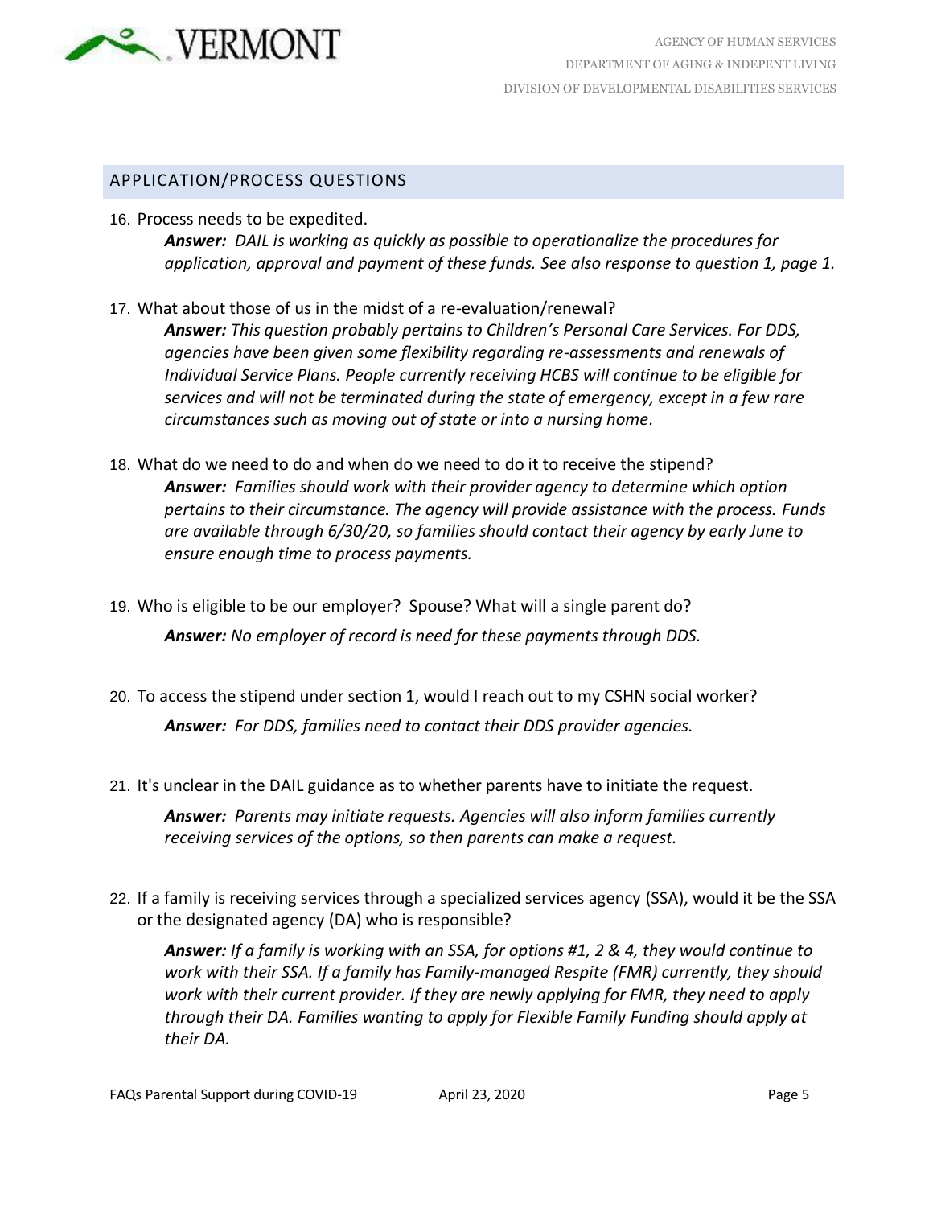## APPLICATION/PROCESS QUESTIONS

16. Process needs to be expedited.

    ***Answer:*** *DAIL is working as quickly as possible to operationalize the procedures for application, approval and payment of these funds. See also response to question 1, page 1.*

17. What about those of us in the midst of a re-evaluation/renewal?

    ***Answer:*** *This question probably pertains to Children's Personal Care Services. For DDS, agencies have been given some flexibility regarding re-assessments and renewals of Individual Service Plans. People currently receiving HCBS will continue to be eligible for services and will not be terminated during the state of emergency, except in a few rare circumstances such as moving out of state or into a nursing home.*

18. What do we need to do and when do we need to do it to receive the stipend?

    ***Answer:*** *Families should work with their provider agency to determine which option pertains to their circumstance. The agency will provide assistance with the process. Funds are available through 6/30/20, so families should contact their agency by early June to ensure enough time to process payments.*

19. Who is eligible to be our employer? Spouse? What will a single parent do?

    ***Answer:*** *No employer of record is need for these payments through DDS.*

20. To access the stipend under section 1, would I reach out to my CSHN social worker?

    ***Answer:*** *For DDS, families need to contact their DDS provider agencies.*

21. It's unclear in the DAIL guidance as to whether parents have to initiate the request.

    ***Answer:*** *Parents may initiate requests. Agencies will also inform families currently receiving services of the options, so then parents can make a request.*

22. If a family is receiving services through a specialized services agency (SSA), would it be the SSA or the designated agency (DA) who is responsible?

    ***Answer:*** *If a family is working with an SSA, for options #1, 2 & 4, they would continue to work with their SSA. If a family has Family-managed Respite (FMR) currently, they should work with their current provider. If they are newly applying for FMR, they need to apply through their DA. Families wanting to apply for Flexible Family Funding should apply at their DA.*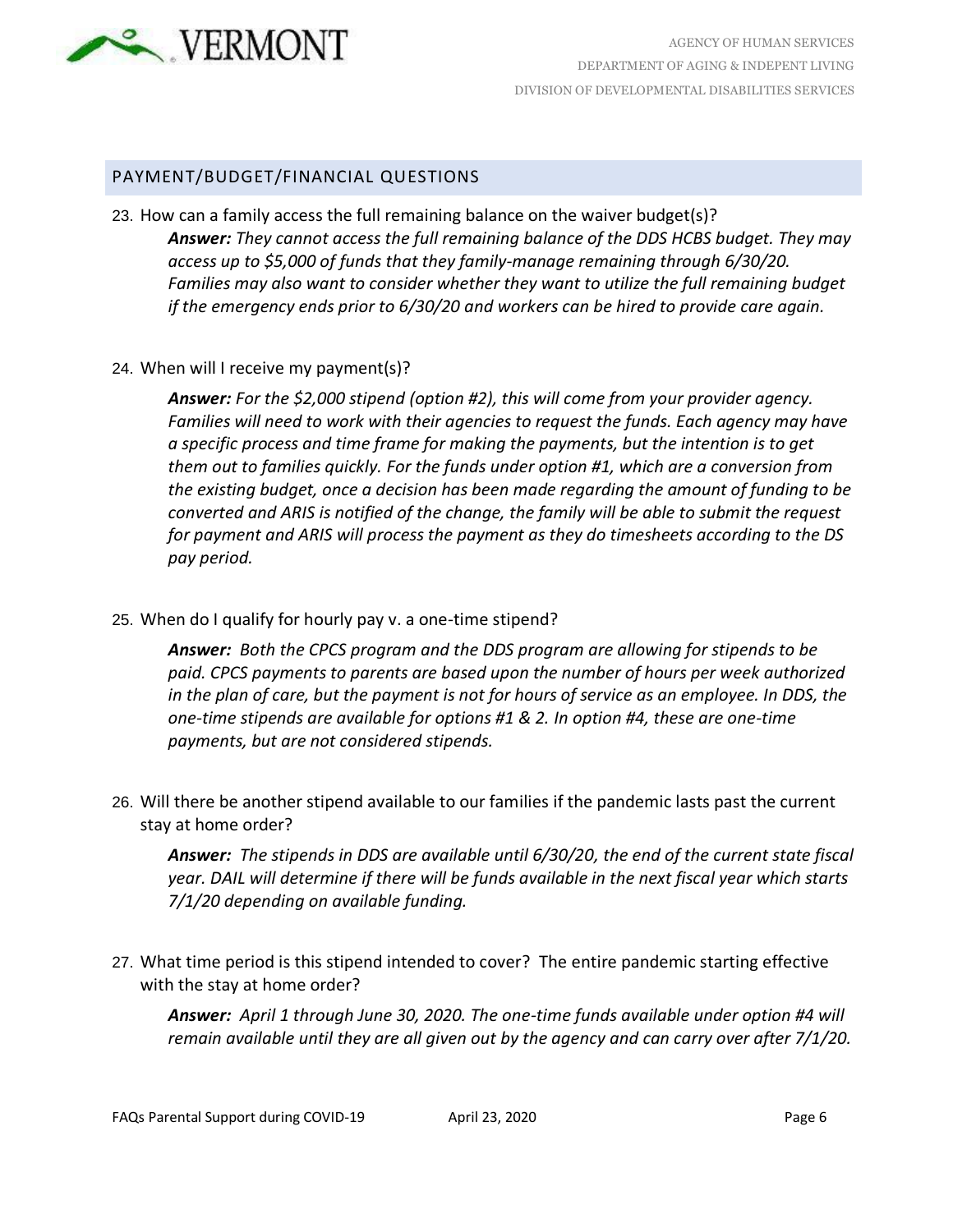## PAYMENT/BUDGET/FINANCIAL QUESTIONS

23. How can a family access the full remaining balance on the waiver budget(s)?

    ***Answer:*** *They cannot access the full remaining balance of the DDS HCBS budget. They may access up to $5,000 of funds that they family-manage remaining through 6/30/20. Families may also want to consider whether they want to utilize the full remaining budget if the emergency ends prior to 6/30/20 and workers can be hired to provide care again.*

24. When will I receive my payment(s)?

    ***Answer:*** *For the $2,000 stipend (option #2), this will come from your provider agency. Families will need to work with their agencies to request the funds. Each agency may have a specific process and time frame for making the payments, but the intention is to get them out to families quickly. For the funds under option #1, which are a conversion from the existing budget, once a decision has been made regarding the amount of funding to be converted and ARIS is notified of the change, the family will be able to submit the request for payment and ARIS will process the payment as they do timesheets according to the DS pay period.*

25. When do I qualify for hourly pay v. a one-time stipend?

    ***Answer:*** *Both the CPCS program and the DDS program are allowing for stipends to be paid. CPCS payments to parents are based upon the number of hours per week authorized in the plan of care, but the payment is not for hours of service as an employee. In DDS, the one-time stipends are available for options #1 & 2. In option #4, these are one-time payments, but are not considered stipends.*

26. Will there be another stipend available to our families if the pandemic lasts past the current stay at home order?

    ***Answer:*** *The stipends in DDS are available until 6/30/20, the end of the current state fiscal year. DAIL will determine if there will be funds available in the next fiscal year which starts 7/1/20 depending on available funding.*

27. What time period is this stipend intended to cover? The entire pandemic starting effective with the stay at home order?

    ***Answer:*** *April 1 through June 30, 2020. The one-time funds available under option #4 will remain available until they are all given out by the agency and can carry over after 7/1/20.*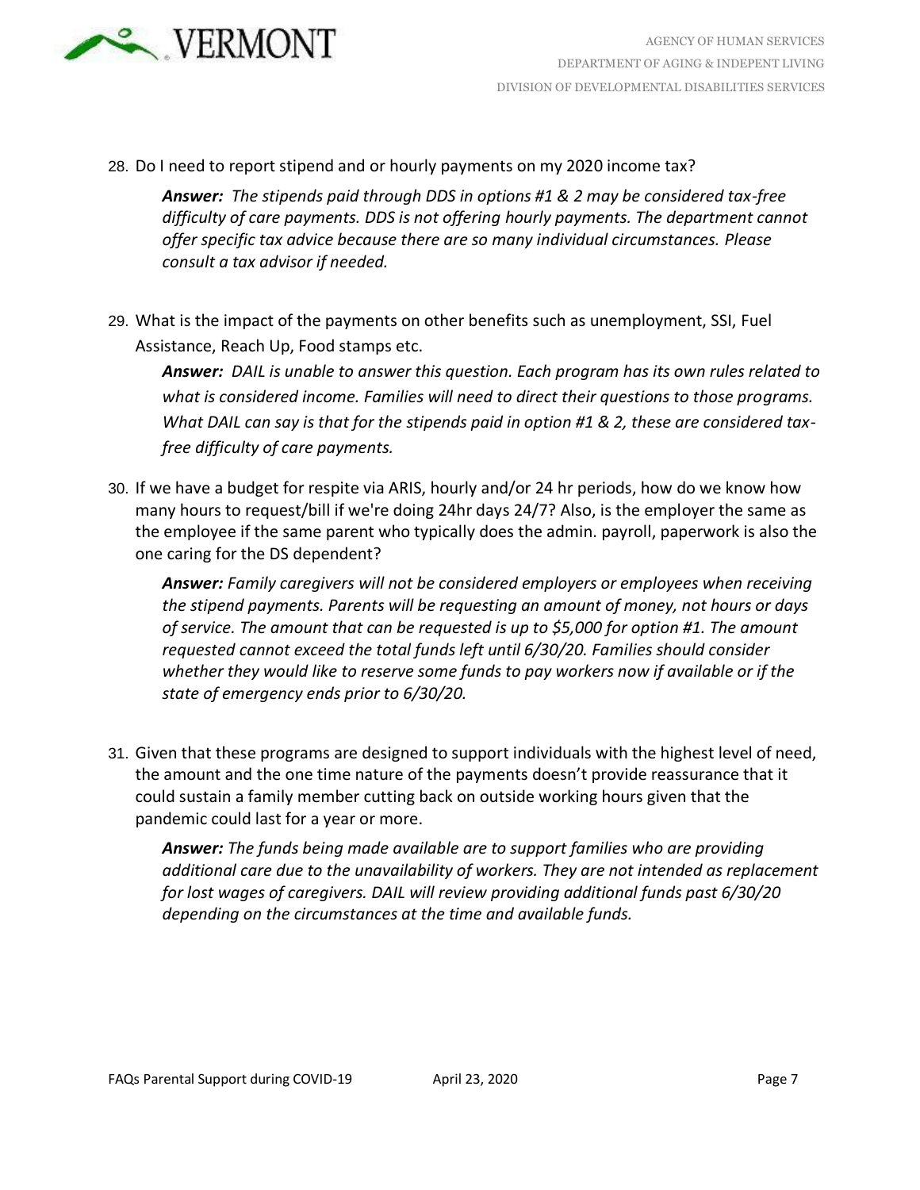28. Do I need to report stipend and or hourly payments on my 2020 income tax?

    ***Answer:*** *The stipends paid through DDS in options #1 & 2 may be considered tax-free difficulty of care payments. DDS is not offering hourly payments. The department cannot offer specific tax advice because there are so many individual circumstances. Please consult a tax advisor if needed.*

29. What is the impact of the payments on other benefits such as unemployment, SSI, Fuel Assistance, Reach Up, Food stamps etc.

    ***Answer:*** *DAIL is unable to answer this question. Each program has its own rules related to what is considered income. Families will need to direct their questions to those programs. What DAIL can say is that for the stipends paid in option #1 & 2, these are considered tax-free difficulty of care payments.*

30. If we have a budget for respite via ARIS, hourly and/or 24 hr periods, how do we know how many hours to request/bill if we're doing 24hr days 24/7? Also, is the employer the same as the employee if the same parent who typically does the admin. payroll, paperwork is also the one caring for the DS dependent?

    ***Answer:*** *Family caregivers will not be considered employers or employees when receiving the stipend payments. Parents will be requesting an amount of money, not hours or days of service. The amount that can be requested is up to $5,000 for option #1. The amount requested cannot exceed the total funds left until 6/30/20. Families should consider whether they would like to reserve some funds to pay workers now if available or if the state of emergency ends prior to 6/30/20.*

31. Given that these programs are designed to support individuals with the highest level of need, the amount and the one time nature of the payments doesn't provide reassurance that it could sustain a family member cutting back on outside working hours given that the pandemic could last for a year or more.

    ***Answer:*** *The funds being made available are to support families who are providing additional care due to the unavailability of workers. They are not intended as replacement for lost wages of caregivers. DAIL will review providing additional funds past 6/30/20 depending on the circumstances at the time and available funds.*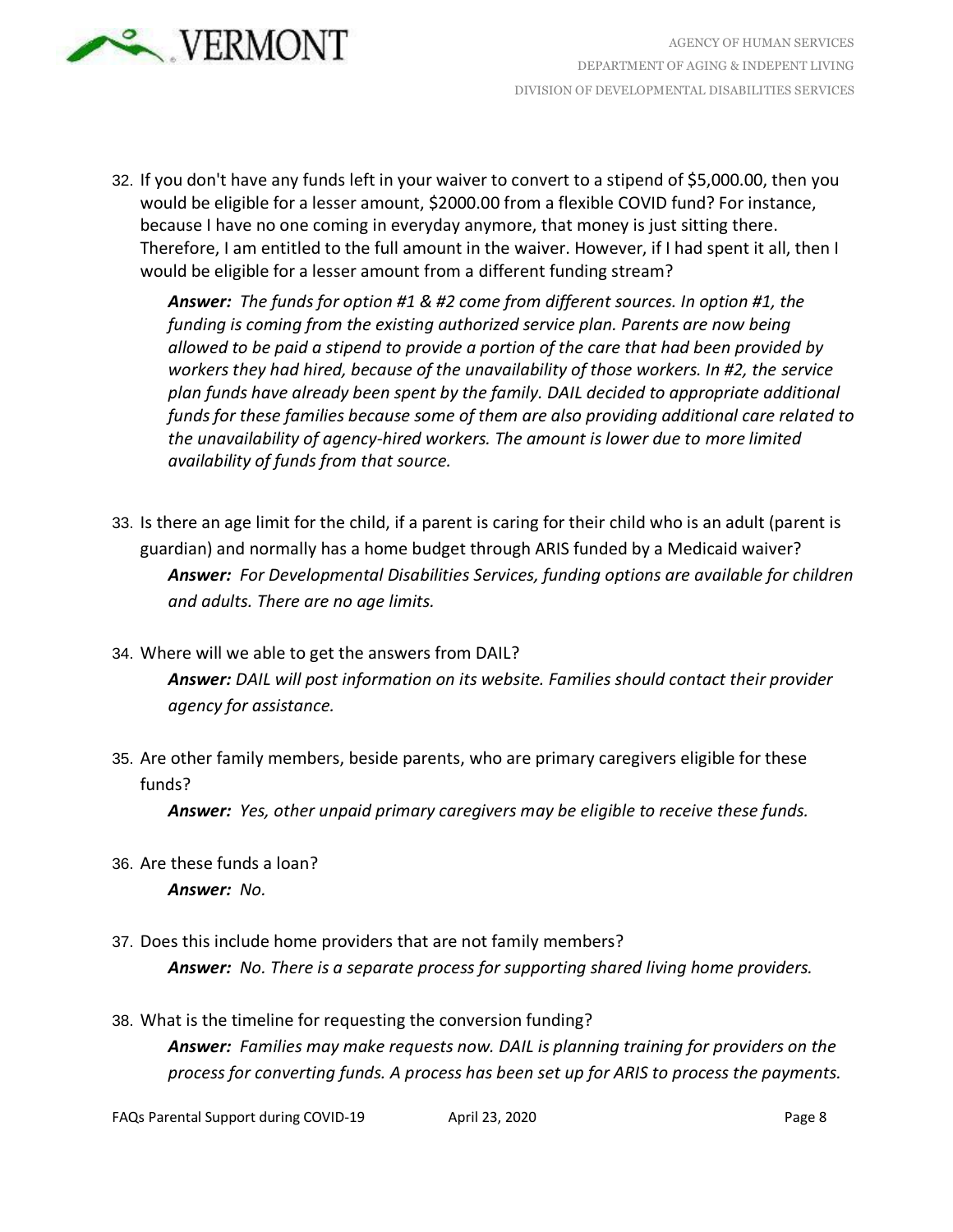32. If you don't have any funds left in your waiver to convert to a stipend of $5,000.00, then you would be eligible for a lesser amount, $2000.00 from a flexible COVID fund? For instance, because I have no one coming in everyday anymore, that money is just sitting there. Therefore, I am entitled to the full amount in the waiver. However, if I had spent it all, then I would be eligible for a lesser amount from a different funding stream?

    ***Answer:*** *The funds for option #1 & #2 come from different sources. In option #1, the funding is coming from the existing authorized service plan. Parents are now being allowed to be paid a stipend to provide a portion of the care that had been provided by workers they had hired, because of the unavailability of those workers. In #2, the service plan funds have already been spent by the family. DAIL decided to appropriate additional funds for these families because some of them are also providing additional care related to the unavailability of agency-hired workers. The amount is lower due to more limited availability of funds from that source.*

33. Is there an age limit for the child, if a parent is caring for their child who is an adult (parent is guardian) and normally has a home budget through ARIS funded by a Medicaid waiver?

    ***Answer:*** *For Developmental Disabilities Services, funding options are available for children and adults. There are no age limits.*

34. Where will we able to get the answers from DAIL?

    ***Answer:*** *DAIL will post information on its website. Families should contact their provider agency for assistance.*

35. Are other family members, beside parents, who are primary caregivers eligible for these funds?

    ***Answer:*** *Yes, other unpaid primary caregivers may be eligible to receive these funds.*

36. Are these funds a loan?

    ***Answer:*** *No.*

37. Does this include home providers that are not family members?

    ***Answer:*** *No. There is a separate process for supporting shared living home providers.*

38. What is the timeline for requesting the conversion funding?

    ***Answer:*** *Families may make requests now. DAIL is planning training for providers on the process for converting funds. A process has been set up for ARIS to process the payments.*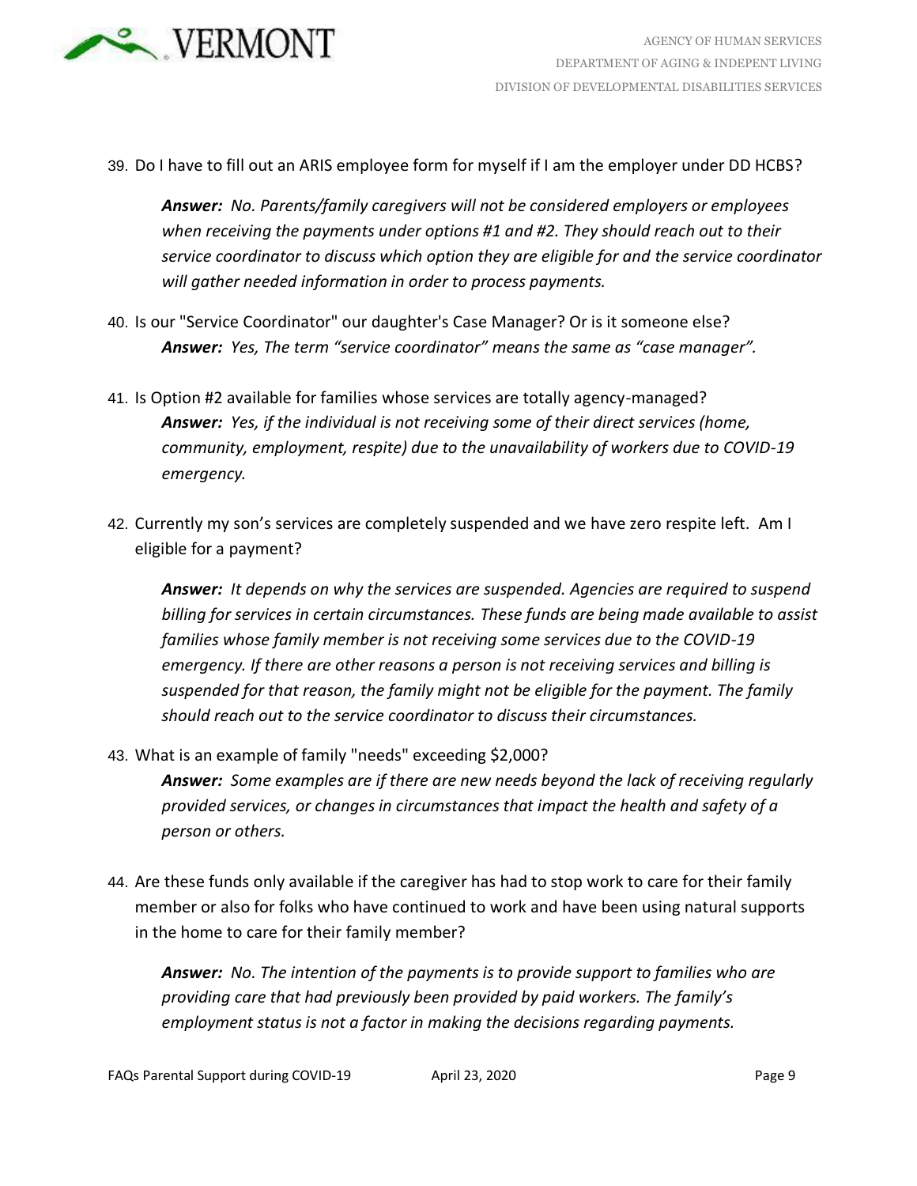39. Do I have to fill out an ARIS employee form for myself if I am the employer under DD HCBS?

    ***Answer:*** *No. Parents/family caregivers will not be considered employers or employees when receiving the payments under options #1 and #2. They should reach out to their service coordinator to discuss which option they are eligible for and the service coordinator will gather needed information in order to process payments.*

40. Is our "Service Coordinator" our daughter's Case Manager? Or is it someone else?

    ***Answer:*** *Yes, The term "service coordinator" means the same as "case manager".*

41. Is Option #2 available for families whose services are totally agency-managed?

    ***Answer:*** *Yes, if the individual is not receiving some of their direct services (home, community, employment, respite) due to the unavailability of workers due to COVID-19 emergency.*

42. Currently my son's services are completely suspended and we have zero respite left. Am I eligible for a payment?

    ***Answer:*** *It depends on why the services are suspended. Agencies are required to suspend billing for services in certain circumstances. These funds are being made available to assist families whose family member is not receiving some services due to the COVID-19 emergency. If there are other reasons a person is not receiving services and billing is suspended for that reason, the family might not be eligible for the payment. The family should reach out to the service coordinator to discuss their circumstances.*

43. What is an example of family "needs" exceeding $2,000?

    ***Answer:*** *Some examples are if there are new needs beyond the lack of receiving regularly provided services, or changes in circumstances that impact the health and safety of a person or others.*

44. Are these funds only available if the caregiver has had to stop work to care for their family member or also for folks who have continued to work and have been using natural supports in the home to care for their family member?

    ***Answer:*** *No. The intention of the payments is to provide support to families who are providing care that had previously been provided by paid workers. The family's employment status is not a factor in making the decisions regarding payments.*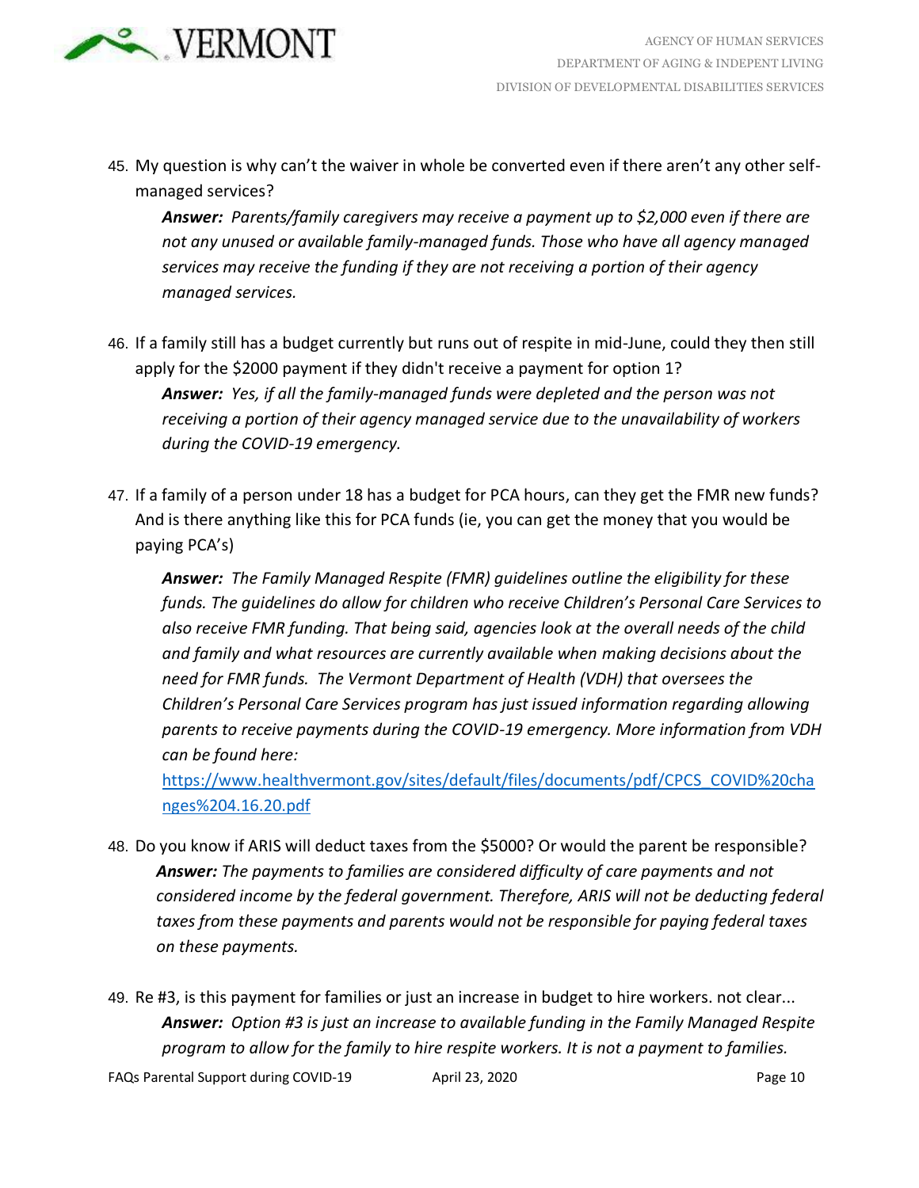45. My question is why can't the waiver in whole be converted even if there aren't any other self-managed services?

    ***Answer:*** *Parents/family caregivers may receive a payment up to $2,000 even if there are not any unused or available family-managed funds. Those who have all agency managed services may receive the funding if they are not receiving a portion of their agency managed services.*

46. If a family still has a budget currently but runs out of respite in mid-June, could they then still apply for the $2000 payment if they didn't receive a payment for option 1?

    ***Answer:*** *Yes, if all the family-managed funds were depleted and the person was not receiving a portion of their agency managed service due to the unavailability of workers during the COVID-19 emergency.*

47. If a family of a person under 18 has a budget for PCA hours, can they get the FMR new funds? And is there anything like this for PCA funds (ie, you can get the money that you would be paying PCA's)

    ***Answer:*** *The Family Managed Respite (FMR) guidelines outline the eligibility for these funds. The guidelines do allow for children who receive Children's Personal Care Services to also receive FMR funding. That being said, agencies look at the overall needs of the child and family and what resources are currently available when making decisions about the need for FMR funds. The Vermont Department of Health (VDH) that oversees the Children's Personal Care Services program has just issued information regarding allowing parents to receive payments during the COVID-19 emergency. More information from VDH can be found here:*
    [https://www.healthvermont.gov/sites/default/files/documents/pdf/CPCS_COVID%20changes%204.16.20.pdf](https://www.healthvermont.gov/sites/default/files/documents/pdf/CPCS_COVID%20changes%204.16.20.pdf)

48. Do you know if ARIS will deduct taxes from the $5000? Or would the parent be responsible?

    ***Answer:*** *The payments to families are considered difficulty of care payments and not considered income by the federal government. Therefore, ARIS will not be deducting federal taxes from these payments and parents would not be responsible for paying federal taxes on these payments.*

49. Re #3, is this payment for families or just an increase in budget to hire workers. not clear...

    ***Answer:*** *Option #3 is just an increase to available funding in the Family Managed Respite program to allow for the family to hire respite workers. It is not a payment to families.*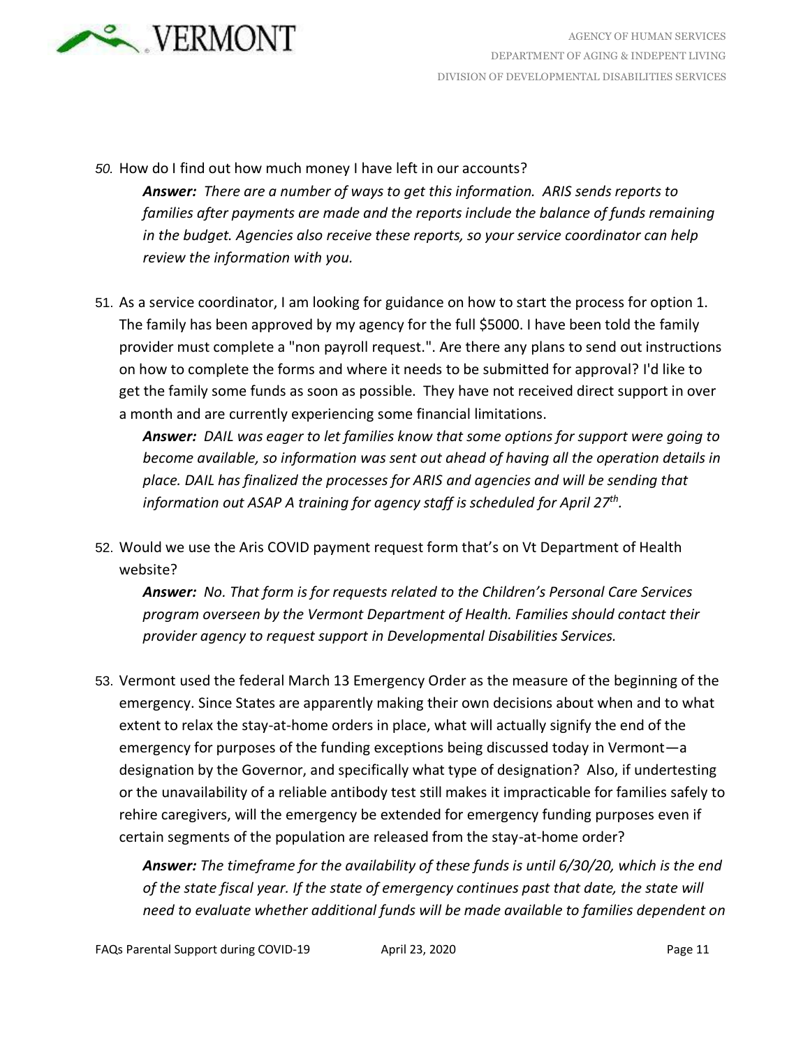50. How do I find out how much money I have left in our accounts?

    ***Answer:*** *There are a number of ways to get this information. ARIS sends reports to families after payments are made and the reports include the balance of funds remaining in the budget. Agencies also receive these reports, so your service coordinator can help review the information with you.*

51. As a service coordinator, I am looking for guidance on how to start the process for option 1. The family has been approved by my agency for the full $5000. I have been told the family provider must complete a "non payroll request.". Are there any plans to send out instructions on how to complete the forms and where it needs to be submitted for approval? I'd like to get the family some funds as soon as possible. They have not received direct support in over a month and are currently experiencing some financial limitations.

    ***Answer:*** *DAIL was eager to let families know that some options for support were going to become available, so information was sent out ahead of having all the operation details in place. DAIL has finalized the processes for ARIS and agencies and will be sending that information out ASAP A training for agency staff is scheduled for April 27th.*

52. Would we use the Aris COVID payment request form that's on Vt Department of Health website?

    ***Answer:*** *No. That form is for requests related to the Children's Personal Care Services program overseen by the Vermont Department of Health. Families should contact their provider agency to request support in Developmental Disabilities Services.*

53. Vermont used the federal March 13 Emergency Order as the measure of the beginning of the emergency. Since States are apparently making their own decisions about when and to what extent to relax the stay-at-home orders in place, what will actually signify the end of the emergency for purposes of the funding exceptions being discussed today in Vermont—a designation by the Governor, and specifically what type of designation? Also, if undertesting or the unavailability of a reliable antibody test still makes it impracticable for families safely to rehire caregivers, will the emergency be extended for emergency funding purposes even if certain segments of the population are released from the stay-at-home order?

    ***Answer:*** *The timeframe for the availability of these funds is until 6/30/20, which is the end of the state fiscal year. If the state of emergency continues past that date, the state will need to evaluate whether additional funds will be made available to families dependent on*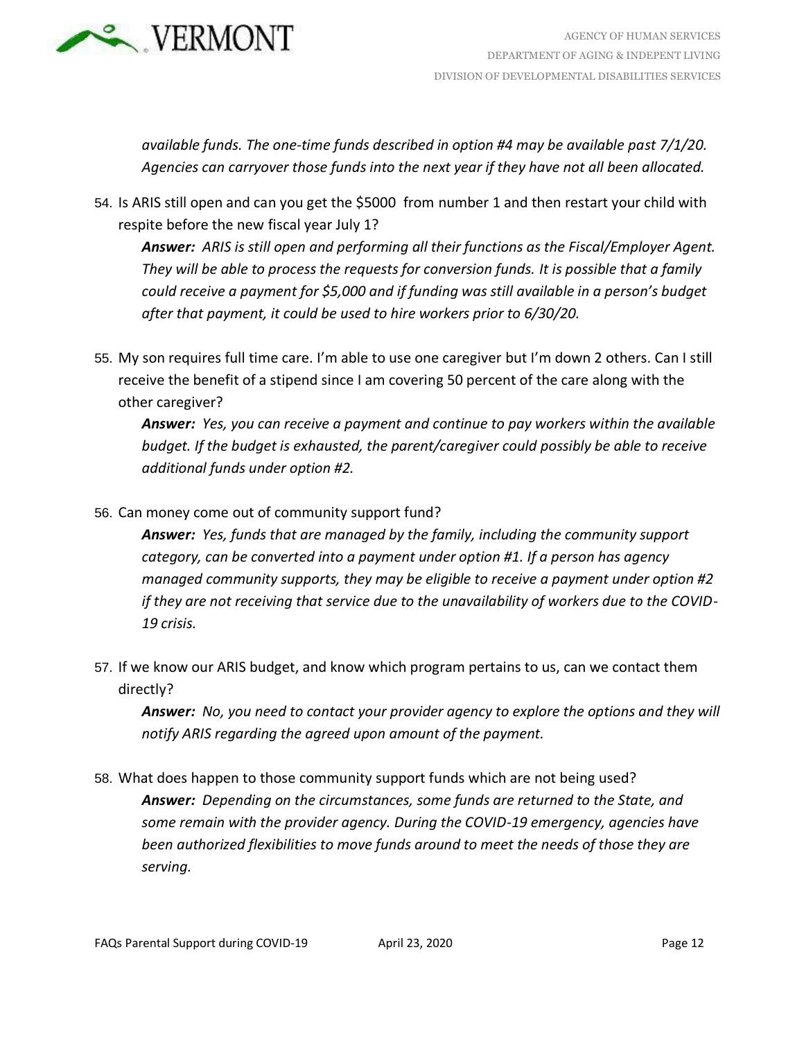*available funds. The one-time funds described in option #4 may be available past 7/1/20. Agencies can carryover those funds into the next year if they have not all been allocated.*

54. Is ARIS still open and can you get the $5000 from number 1 and then restart your child with respite before the new fiscal year July 1?

    ***Answer:*** *ARIS is still open and performing all their functions as the Fiscal/Employer Agent. They will be able to process the requests for conversion funds. It is possible that a family could receive a payment for $5,000 and if funding was still available in a person's budget after that payment, it could be used to hire workers prior to 6/30/20.*

55. My son requires full time care. I'm able to use one caregiver but I'm down 2 others. Can I still receive the benefit of a stipend since I am covering 50 percent of the care along with the other caregiver?

    ***Answer:*** *Yes, you can receive a payment and continue to pay workers within the available budget. If the budget is exhausted, the parent/caregiver could possibly be able to receive additional funds under option #2.*

56. Can money come out of community support fund?

    ***Answer:*** *Yes, funds that are managed by the family, including the community support category, can be converted into a payment under option #1. If a person has agency managed community supports, they may be eligible to receive a payment under option #2 if they are not receiving that service due to the unavailability of workers due to the COVID-19 crisis.*

57. If we know our ARIS budget, and know which program pertains to us, can we contact them directly?

    ***Answer:*** *No, you need to contact your provider agency to explore the options and they will notify ARIS regarding the agreed upon amount of the payment.*

58. What does happen to those community support funds which are not being used?

    ***Answer:*** *Depending on the circumstances, some funds are returned to the State, and some remain with the provider agency. During the COVID-19 emergency, agencies have been authorized flexibilities to move funds around to meet the needs of those they are serving.*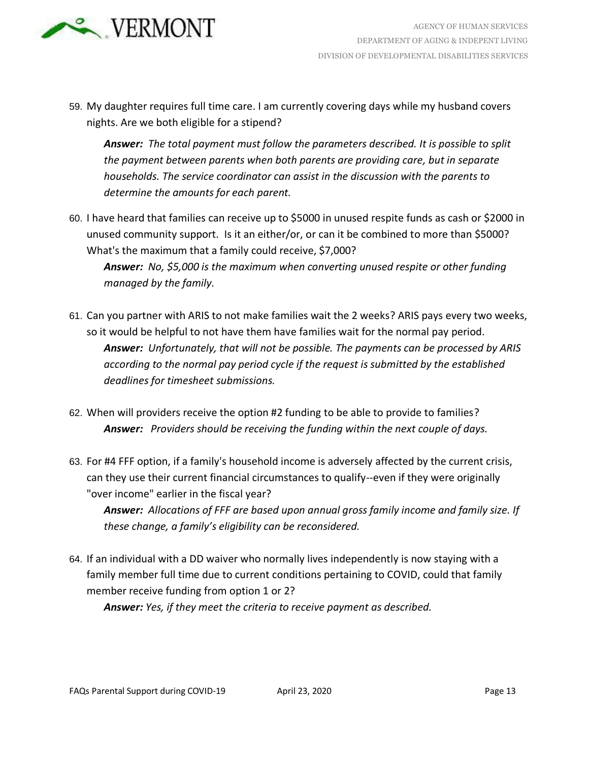59. My daughter requires full time care. I am currently covering days while my husband covers nights. Are we both eligible for a stipend?

    ***Answer:*** *The total payment must follow the parameters described. It is possible to split the payment between parents when both parents are providing care, but in separate households. The service coordinator can assist in the discussion with the parents to determine the amounts for each parent.*

60. I have heard that families can receive up to $5000 in unused respite funds as cash or $2000 in unused community support. Is it an either/or, or can it be combined to more than $5000? What's the maximum that a family could receive, $7,000?

    ***Answer:*** *No, $5,000 is the maximum when converting unused respite or other funding managed by the family.*

61. Can you partner with ARIS to not make families wait the 2 weeks? ARIS pays every two weeks, so it would be helpful to not have them have families wait for the normal pay period.

    ***Answer:*** *Unfortunately, that will not be possible. The payments can be processed by ARIS according to the normal pay period cycle if the request is submitted by the established deadlines for timesheet submissions.*

62. When will providers receive the option #2 funding to be able to provide to families?

    ***Answer:*** *Providers should be receiving the funding within the next couple of days.*

63. For #4 FFF option, if a family's household income is adversely affected by the current crisis, can they use their current financial circumstances to qualify--even if they were originally "over income" earlier in the fiscal year?

    ***Answer:*** *Allocations of FFF are based upon annual gross family income and family size. If these change, a family's eligibility can be reconsidered.*

64. If an individual with a DD waiver who normally lives independently is now staying with a family member full time due to current conditions pertaining to COVID, could that family member receive funding from option 1 or 2?

    ***Answer:*** *Yes, if they meet the criteria to receive payment as described.*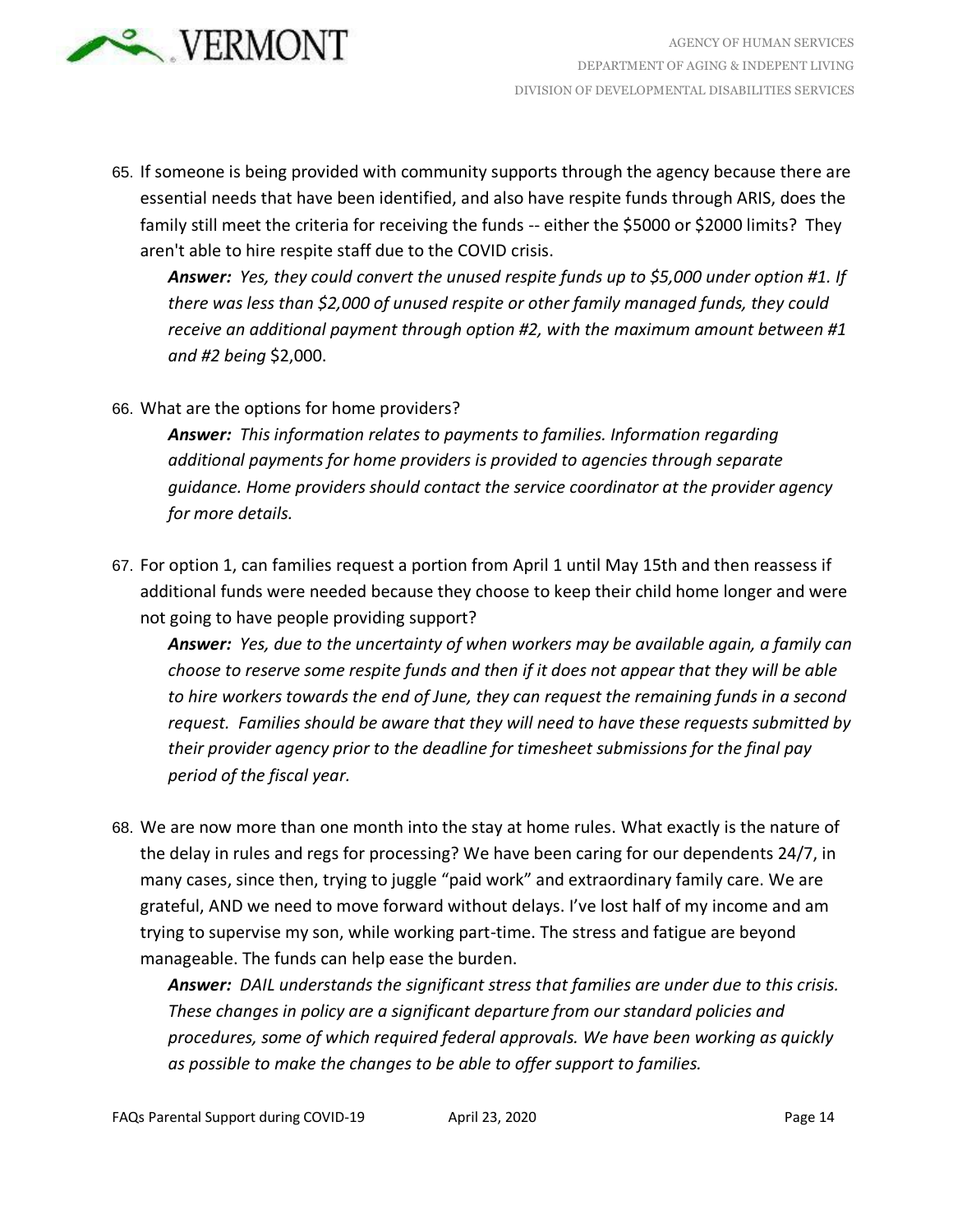65. If someone is being provided with community supports through the agency because there are essential needs that have been identified, and also have respite funds through ARIS, does the family still meet the criteria for receiving the funds -- either the $5000 or $2000 limits? They aren't able to hire respite staff due to the COVID crisis.

    ***Answer:*** *Yes, they could convert the unused respite funds up to $5,000 under option #1. If there was less than $2,000 of unused respite or other family managed funds, they could receive an additional payment through option #2, with the maximum amount between #1 and #2 being* $2,000.

66. What are the options for home providers?

    ***Answer:*** *This information relates to payments to families. Information regarding additional payments for home providers is provided to agencies through separate guidance. Home providers should contact the service coordinator at the provider agency for more details.*

67. For option 1, can families request a portion from April 1 until May 15th and then reassess if additional funds were needed because they choose to keep their child home longer and were not going to have people providing support?

    ***Answer:*** *Yes, due to the uncertainty of when workers may be available again, a family can choose to reserve some respite funds and then if it does not appear that they will be able to hire workers towards the end of June, they can request the remaining funds in a second request. Families should be aware that they will need to have these requests submitted by their provider agency prior to the deadline for timesheet submissions for the final pay period of the fiscal year.*

68. We are now more than one month into the stay at home rules. What exactly is the nature of the delay in rules and regs for processing? We have been caring for our dependents 24/7, in many cases, since then, trying to juggle "paid work" and extraordinary family care. We are grateful, AND we need to move forward without delays. I've lost half of my income and am trying to supervise my son, while working part-time. The stress and fatigue are beyond manageable. The funds can help ease the burden.

    ***Answer:*** *DAIL understands the significant stress that families are under due to this crisis. These changes in policy are a significant departure from our standard policies and procedures, some of which required federal approvals. We have been working as quickly as possible to make the changes to be able to offer support to families.*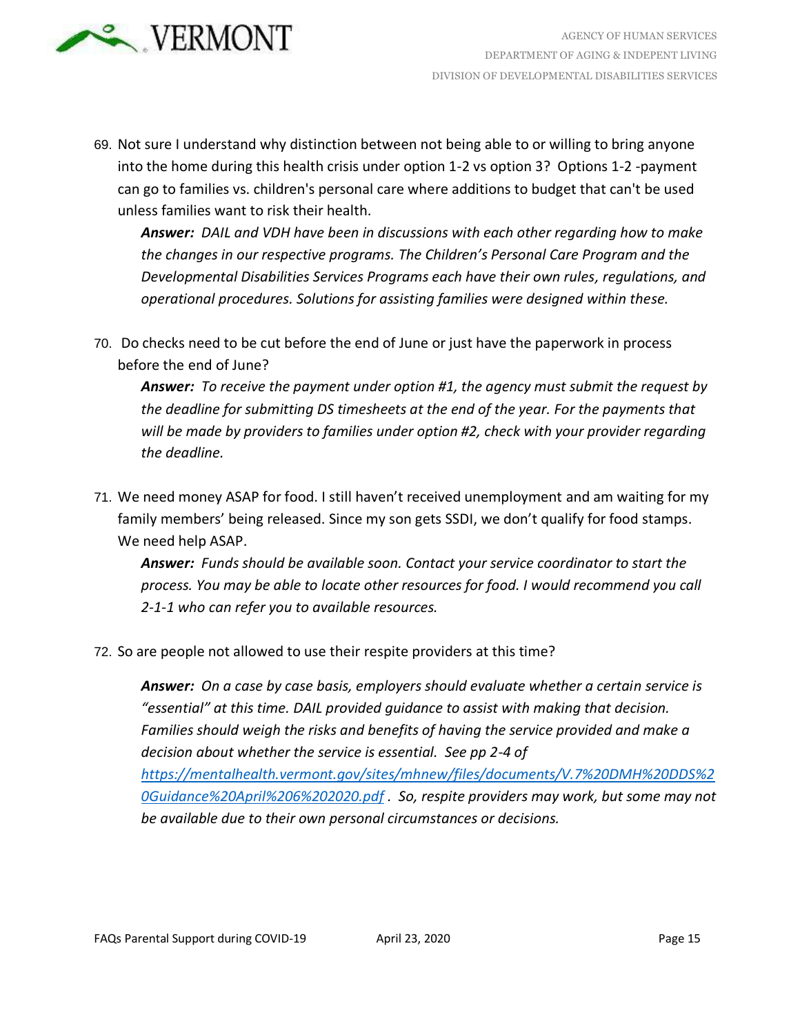69. Not sure I understand why distinction between not being able to or willing to bring anyone into the home during this health crisis under option 1-2 vs option 3? Options 1-2 -payment can go to families vs. children's personal care where additions to budget that can't be used unless families want to risk their health.

    ***Answer:*** *DAIL and VDH have been in discussions with each other regarding how to make the changes in our respective programs. The Children's Personal Care Program and the Developmental Disabilities Services Programs each have their own rules, regulations, and operational procedures. Solutions for assisting families were designed within these.*

70. Do checks need to be cut before the end of June or just have the paperwork in process before the end of June?

    ***Answer:*** *To receive the payment under option #1, the agency must submit the request by the deadline for submitting DS timesheets at the end of the year. For the payments that will be made by providers to families under option #2, check with your provider regarding the deadline.*

71. We need money ASAP for food. I still haven't received unemployment and am waiting for my family members' being released. Since my son gets SSDI, we don't qualify for food stamps. We need help ASAP.

    ***Answer:*** *Funds should be available soon. Contact your service coordinator to start the process. You may be able to locate other resources for food. I would recommend you call 2-1-1 who can refer you to available resources.*

72. So are people not allowed to use their respite providers at this time?

    ***Answer:*** *On a case by case basis, employers should evaluate whether a certain service is "essential" at this time. DAIL provided guidance to assist with making that decision. Families should weigh the risks and benefits of having the service provided and make a decision about whether the service is essential. See pp 2-4 of [https://mentalhealth.vermont.gov/sites/mhnew/files/documents/V.7%20DMH%20DDS%20Guidance%20April%206%202020.pdf](https://mentalhealth.vermont.gov/sites/mhnew/files/documents/V.7%20DMH%20DDS%20Guidance%20April%206%202020.pdf). So, respite providers may work, but some may not be available due to their own personal circumstances or decisions.*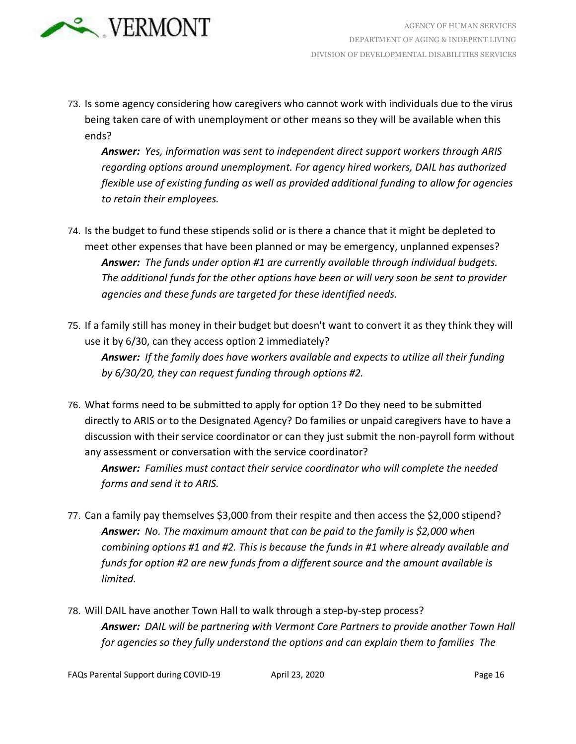73. Is some agency considering how caregivers who cannot work with individuals due to the virus being taken care of with unemployment or other means so they will be available when this ends?

    ***Answer:*** *Yes, information was sent to independent direct support workers through ARIS regarding options around unemployment. For agency hired workers, DAIL has authorized flexible use of existing funding as well as provided additional funding to allow for agencies to retain their employees.*

74. Is the budget to fund these stipends solid or is there a chance that it might be depleted to meet other expenses that have been planned or may be emergency, unplanned expenses?

    ***Answer:*** *The funds under option #1 are currently available through individual budgets. The additional funds for the other options have been or will very soon be sent to provider agencies and these funds are targeted for these identified needs.*

75. If a family still has money in their budget but doesn't want to convert it as they think they will use it by 6/30, can they access option 2 immediately?

    ***Answer:*** *If the family does have workers available and expects to utilize all their funding by 6/30/20, they can request funding through options #2.*

76. What forms need to be submitted to apply for option 1? Do they need to be submitted directly to ARIS or to the Designated Agency? Do families or unpaid caregivers have to have a discussion with their service coordinator or can they just submit the non-payroll form without any assessment or conversation with the service coordinator?

    ***Answer:*** *Families must contact their service coordinator who will complete the needed forms and send it to ARIS.*

77. Can a family pay themselves $3,000 from their respite and then access the $2,000 stipend?

    ***Answer:*** *No. The maximum amount that can be paid to the family is $2,000 when combining options #1 and #2. This is because the funds in #1 where already available and funds for option #2 are new funds from a different source and the amount available is limited.*

78. Will DAIL have another Town Hall to walk through a step-by-step process?

    ***Answer:*** *DAIL will be partnering with Vermont Care Partners to provide another Town Hall for agencies so they fully understand the options and can explain them to families The*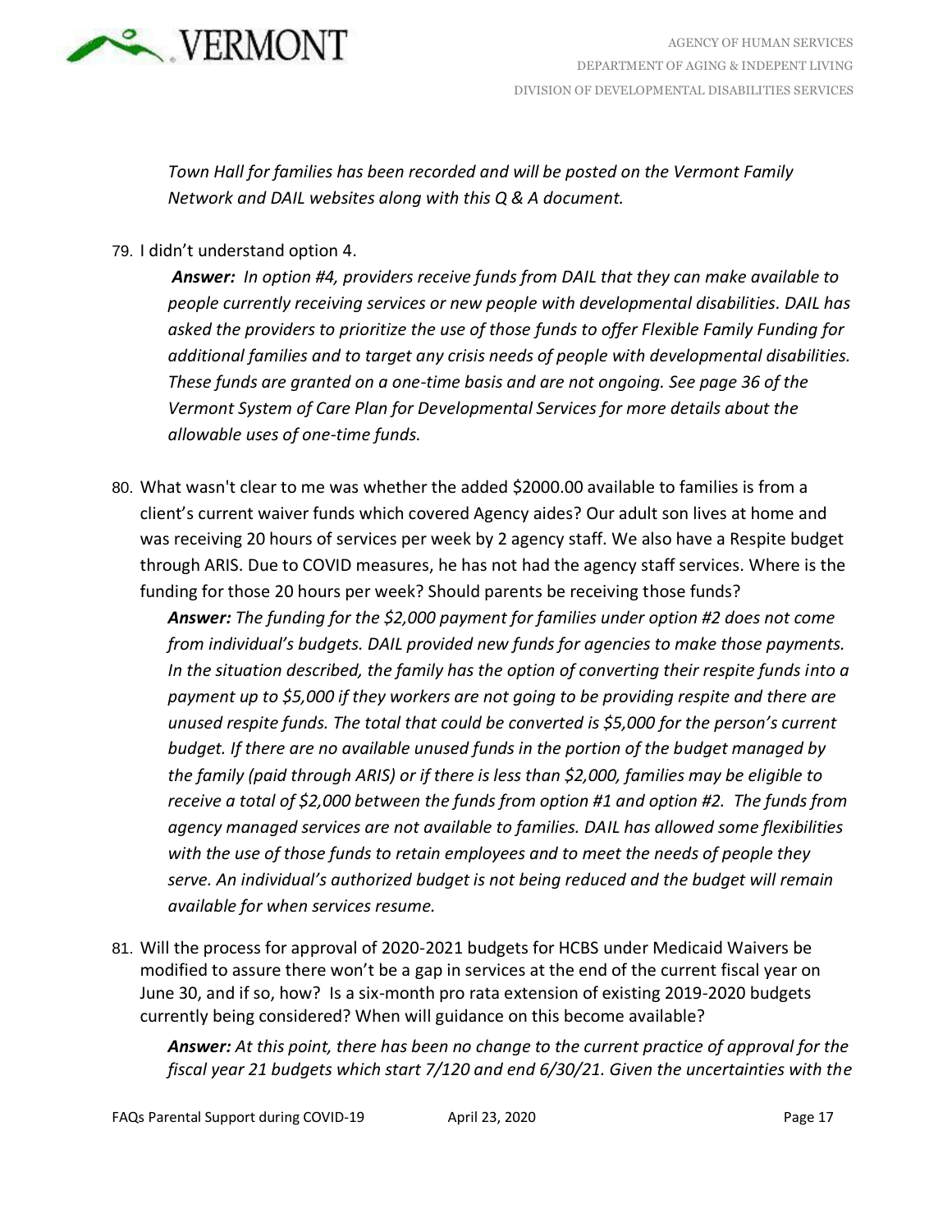*Town Hall for families has been recorded and will be posted on the Vermont Family Network and DAIL websites along with this Q & A document.*

79. I didn't understand option 4.

    ***Answer:*** *In option #4, providers receive funds from DAIL that they can make available to people currently receiving services or new people with developmental disabilities. DAIL has asked the providers to prioritize the use of those funds to offer Flexible Family Funding for additional families and to target any crisis needs of people with developmental disabilities. These funds are granted on a one-time basis and are not ongoing. See page 36 of the Vermont System of Care Plan for Developmental Services for more details about the allowable uses of one-time funds.*

80. What wasn't clear to me was whether the added $2000.00 available to families is from a client's current waiver funds which covered Agency aides? Our adult son lives at home and was receiving 20 hours of services per week by 2 agency staff. We also have a Respite budget through ARIS. Due to COVID measures, he has not had the agency staff services. Where is the funding for those 20 hours per week? Should parents be receiving those funds?

    ***Answer:*** *The funding for the $2,000 payment for families under option #2 does not come from individual's budgets. DAIL provided new funds for agencies to make those payments. In the situation described, the family has the option of converting their respite funds into a payment up to $5,000 if they workers are not going to be providing respite and there are unused respite funds. The total that could be converted is $5,000 for the person's current budget. If there are no available unused funds in the portion of the budget managed by the family (paid through ARIS) or if there is less than $2,000, families may be eligible to receive a total of $2,000 between the funds from option #1 and option #2. The funds from agency managed services are not available to families. DAIL has allowed some flexibilities with the use of those funds to retain employees and to meet the needs of people they serve. An individual's authorized budget is not being reduced and the budget will remain available for when services resume.*

81. Will the process for approval of 2020-2021 budgets for HCBS under Medicaid Waivers be modified to assure there won't be a gap in services at the end of the current fiscal year on June 30, and if so, how? Is a six-month pro rata extension of existing 2019-2020 budgets currently being considered? When will guidance on this become available?

    ***Answer:*** *At this point, there has been no change to the current practice of approval for the fiscal year 21 budgets which start 7/120 and end 6/30/21. Given the uncertainties with the*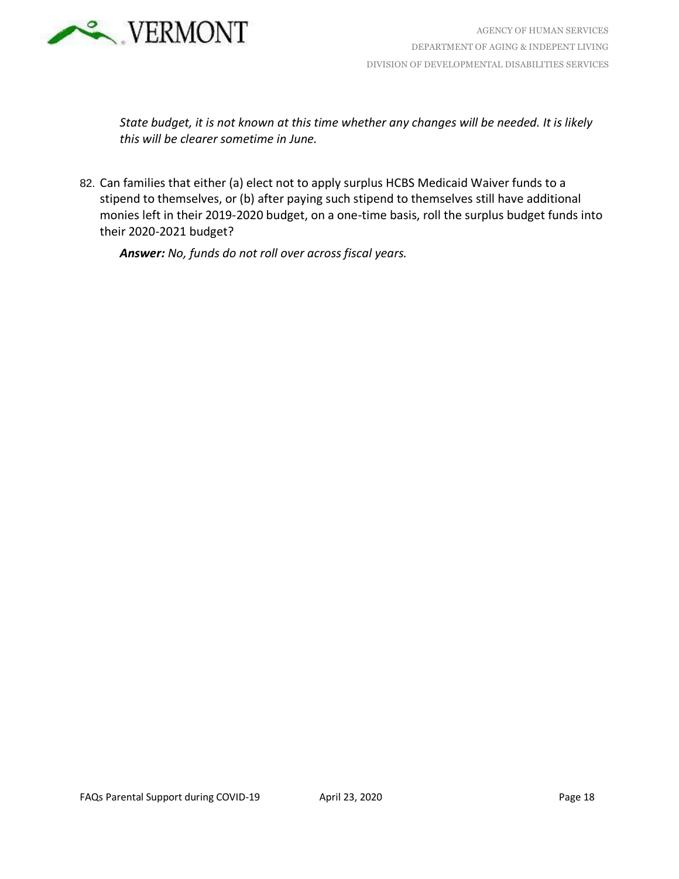*State budget, it is not known at this time whether any changes will be needed. It is likely this will be clearer sometime in June.*

82. Can families that either (a) elect not to apply surplus HCBS Medicaid Waiver funds to a stipend to themselves, or (b) after paying such stipend to themselves still have additional monies left in their 2019-2020 budget, on a one-time basis, roll the surplus budget funds into their 2020-2021 budget?

    ***Answer:*** *No, funds do not roll over across fiscal years.*